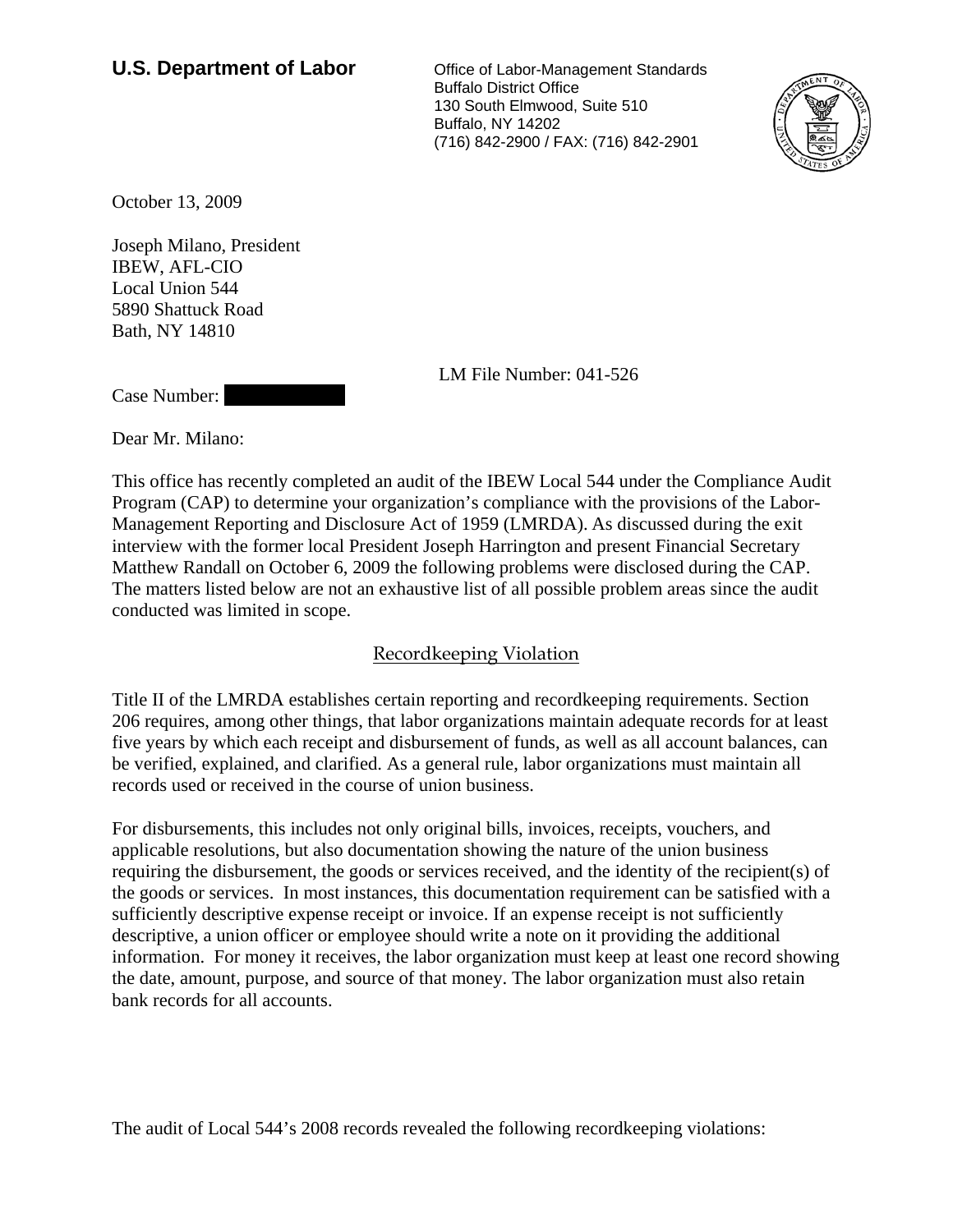**U.S. Department of Labor**

Office of Labor-Management Standards
Buffalo District Office
130 South Elmwood, Suite 510
Buffalo, NY 14202
(716) 842-2900 / FAX: (716) 842-2901

October 13, 2009

Joseph Milano, President
IBEW, AFL-CIO
Local Union 544
5890 Shattuck Road
Bath, NY 14810

LM File Number: 041-526

Case Number:

Dear Mr. Milano:

This office has recently completed an audit of the IBEW Local 544 under the Compliance Audit Program (CAP) to determine your organization's compliance with the provisions of the Labor-Management Reporting and Disclosure Act of 1959 (LMRDA). As discussed during the exit interview with the former local President Joseph Harrington and present Financial Secretary Matthew Randall on October 6, 2009 the following problems were disclosed during the CAP. The matters listed below are not an exhaustive list of all possible problem areas since the audit conducted was limited in scope.

## Recordkeeping Violation

Title II of the LMRDA establishes certain reporting and recordkeeping requirements. Section 206 requires, among other things, that labor organizations maintain adequate records for at least five years by which each receipt and disbursement of funds, as well as all account balances, can be verified, explained, and clarified. As a general rule, labor organizations must maintain all records used or received in the course of union business.

For disbursements, this includes not only original bills, invoices, receipts, vouchers, and applicable resolutions, but also documentation showing the nature of the union business requiring the disbursement, the goods or services received, and the identity of the recipient(s) of the goods or services. In most instances, this documentation requirement can be satisfied with a sufficiently descriptive expense receipt or invoice. If an expense receipt is not sufficiently descriptive, a union officer or employee should write a note on it providing the additional information. For money it receives, the labor organization must keep at least one record showing the date, amount, purpose, and source of that money. The labor organization must also retain bank records for all accounts.

The audit of Local 544's 2008 records revealed the following recordkeeping violations: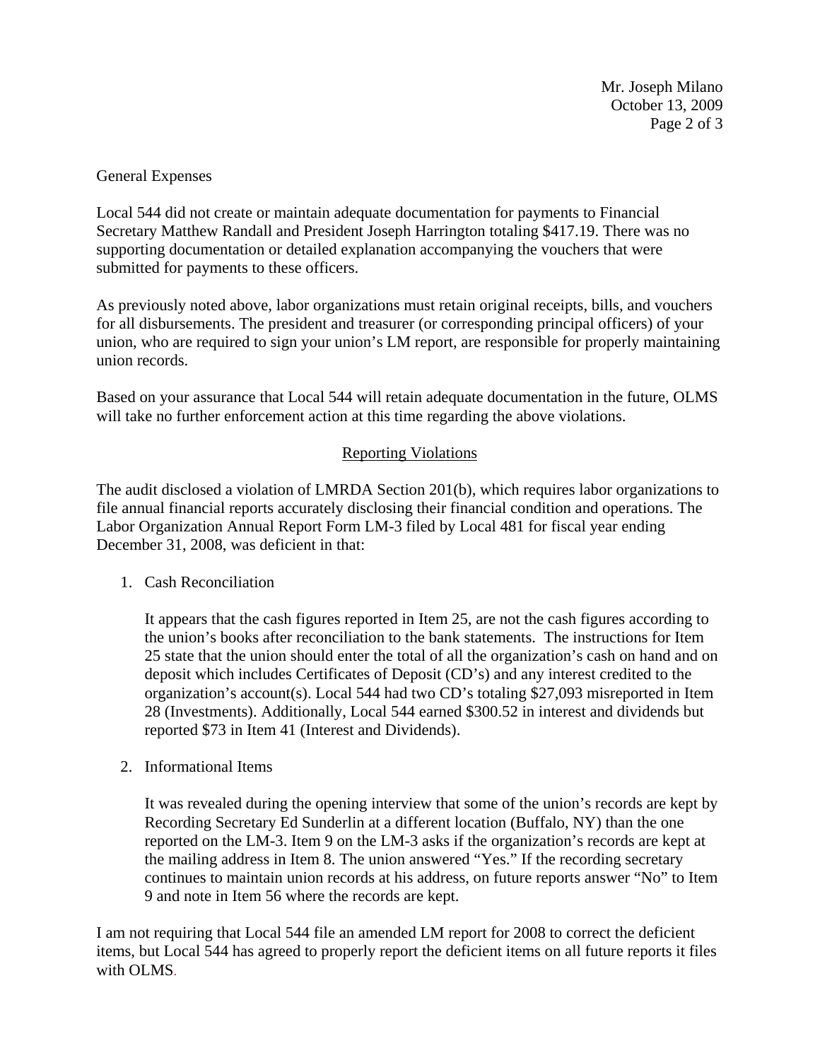General Expenses

Local 544 did not create or maintain adequate documentation for payments to Financial Secretary Matthew Randall and President Joseph Harrington totaling $417.19. There was no supporting documentation or detailed explanation accompanying the vouchers that were submitted for payments to these officers.

As previously noted above, labor organizations must retain original receipts, bills, and vouchers for all disbursements. The president and treasurer (or corresponding principal officers) of your union, who are required to sign your union's LM report, are responsible for properly maintaining union records.

Based on your assurance that Local 544 will retain adequate documentation in the future, OLMS will take no further enforcement action at this time regarding the above violations.

## Reporting Violations

The audit disclosed a violation of LMRDA Section 201(b), which requires labor organizations to file annual financial reports accurately disclosing their financial condition and operations. The Labor Organization Annual Report Form LM-3 filed by Local 481 for fiscal year ending December 31, 2008, was deficient in that:

1. Cash Reconciliation

   It appears that the cash figures reported in Item 25, are not the cash figures according to the union's books after reconciliation to the bank statements. The instructions for Item 25 state that the union should enter the total of all the organization's cash on hand and on deposit which includes Certificates of Deposit (CD's) and any interest credited to the organization's account(s). Local 544 had two CD's totaling $27,093 misreported in Item 28 (Investments). Additionally, Local 544 earned $300.52 in interest and dividends but reported $73 in Item 41 (Interest and Dividends).

2. Informational Items

   It was revealed during the opening interview that some of the union's records are kept by Recording Secretary Ed Sunderlin at a different location (Buffalo, NY) than the one reported on the LM-3. Item 9 on the LM-3 asks if the organization's records are kept at the mailing address in Item 8. The union answered "Yes." If the recording secretary continues to maintain union records at his address, on future reports answer "No" to Item 9 and note in Item 56 where the records are kept.

I am not requiring that Local 544 file an amended LM report for 2008 to correct the deficient items, but Local 544 has agreed to properly report the deficient items on all future reports it files with OLMS.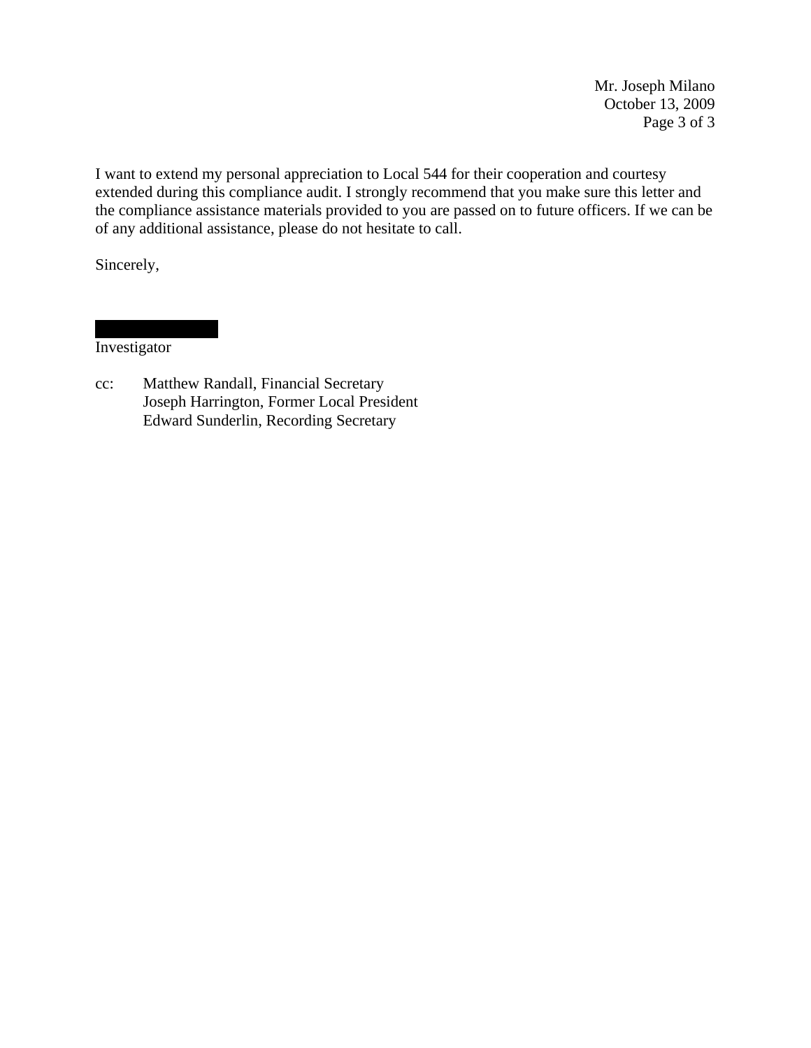I want to extend my personal appreciation to Local 544 for their cooperation and courtesy extended during this compliance audit. I strongly recommend that you make sure this letter and the compliance assistance materials provided to you are passed on to future officers. If we can be of any additional assistance, please do not hesitate to call.

Sincerely,

Investigator

cc: Matthew Randall, Financial Secretary
Joseph Harrington, Former Local President
Edward Sunderlin, Recording Secretary